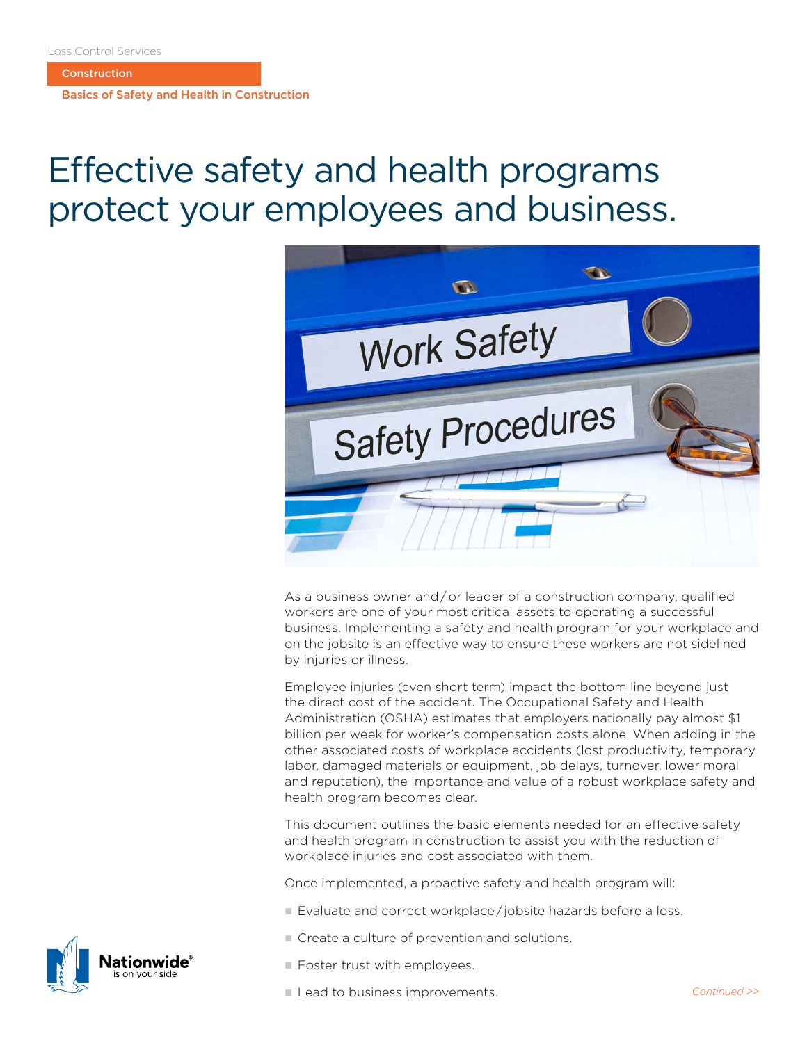Loss Control Services

**Construction**

**Basics of Safety and Health in Construction**

# Effective safety and health programs protect your employees and business.

As a business owner and/or leader of a construction company, qualified workers are one of your most critical assets to operating a successful business. Implementing a safety and health program for your workplace and on the jobsite is an effective way to ensure these workers are not sidelined by injuries or illness.

Employee injuries (even short term) impact the bottom line beyond just the direct cost of the accident. The Occupational Safety and Health Administration (OSHA) estimates that employers nationally pay almost $1 billion per week for worker's compensation costs alone. When adding in the other associated costs of workplace accidents (lost productivity, temporary labor, damaged materials or equipment, job delays, turnover, lower moral and reputation), the importance and value of a robust workplace safety and health program becomes clear.

This document outlines the basic elements needed for an effective safety and health program in construction to assist you with the reduction of workplace injuries and cost associated with them.

Once implemented, a proactive safety and health program will:

- Evaluate and correct workplace/jobsite hazards before a loss.
- Create a culture of prevention and solutions.
- Foster trust with employees.
- Lead to business improvements.

*Continued >>*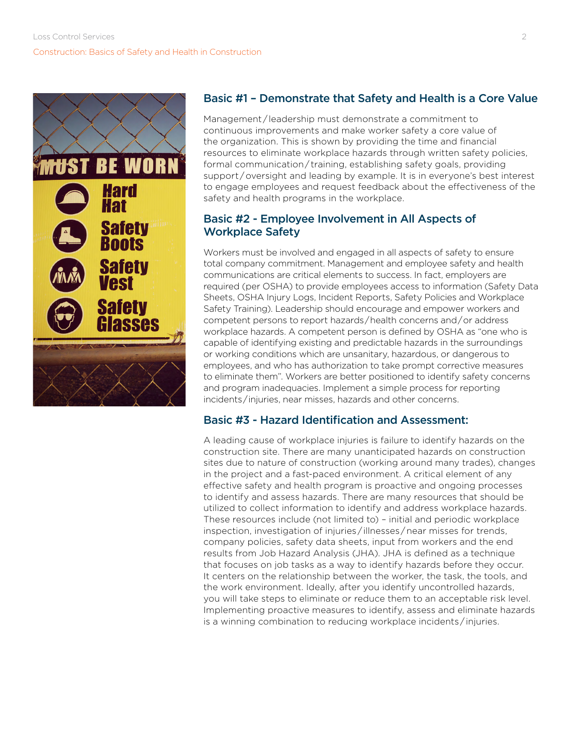## Basic #1 – Demonstrate that Safety and Health is a Core Value

Management/leadership must demonstrate a commitment to continuous improvements and make worker safety a core value of the organization. This is shown by providing the time and financial resources to eliminate workplace hazards through written safety policies, formal communication/training, establishing safety goals, providing support/oversight and leading by example. It is in everyone's best interest to engage employees and request feedback about the effectiveness of the safety and health programs in the workplace.

## Basic #2 - Employee Involvement in All Aspects of Workplace Safety

Workers must be involved and engaged in all aspects of safety to ensure total company commitment. Management and employee safety and health communications are critical elements to success. In fact, employers are required (per OSHA) to provide employees access to information (Safety Data Sheets, OSHA Injury Logs, Incident Reports, Safety Policies and Workplace Safety Training). Leadership should encourage and empower workers and competent persons to report hazards/health concerns and/or address workplace hazards. A competent person is defined by OSHA as "one who is capable of identifying existing and predictable hazards in the surroundings or working conditions which are unsanitary, hazardous, or dangerous to employees, and who has authorization to take prompt corrective measures to eliminate them". Workers are better positioned to identify safety concerns and program inadequacies. Implement a simple process for reporting incidents/injuries, near misses, hazards and other concerns.

## Basic #3 - Hazard Identification and Assessment:

A leading cause of workplace injuries is failure to identify hazards on the construction site. There are many unanticipated hazards on construction sites due to nature of construction (working around many trades), changes in the project and a fast-paced environment. A critical element of any effective safety and health program is proactive and ongoing processes to identify and assess hazards. There are many resources that should be utilized to collect information to identify and address workplace hazards. These resources include (not limited to) – initial and periodic workplace inspection, investigation of injuries/illnesses/near misses for trends, company policies, safety data sheets, input from workers and the end results from Job Hazard Analysis (JHA). JHA is defined as a technique that focuses on job tasks as a way to identify hazards before they occur. It centers on the relationship between the worker, the task, the tools, and the work environment. Ideally, after you identify uncontrolled hazards, you will take steps to eliminate or reduce them to an acceptable risk level. Implementing proactive measures to identify, assess and eliminate hazards is a winning combination to reducing workplace incidents/injuries.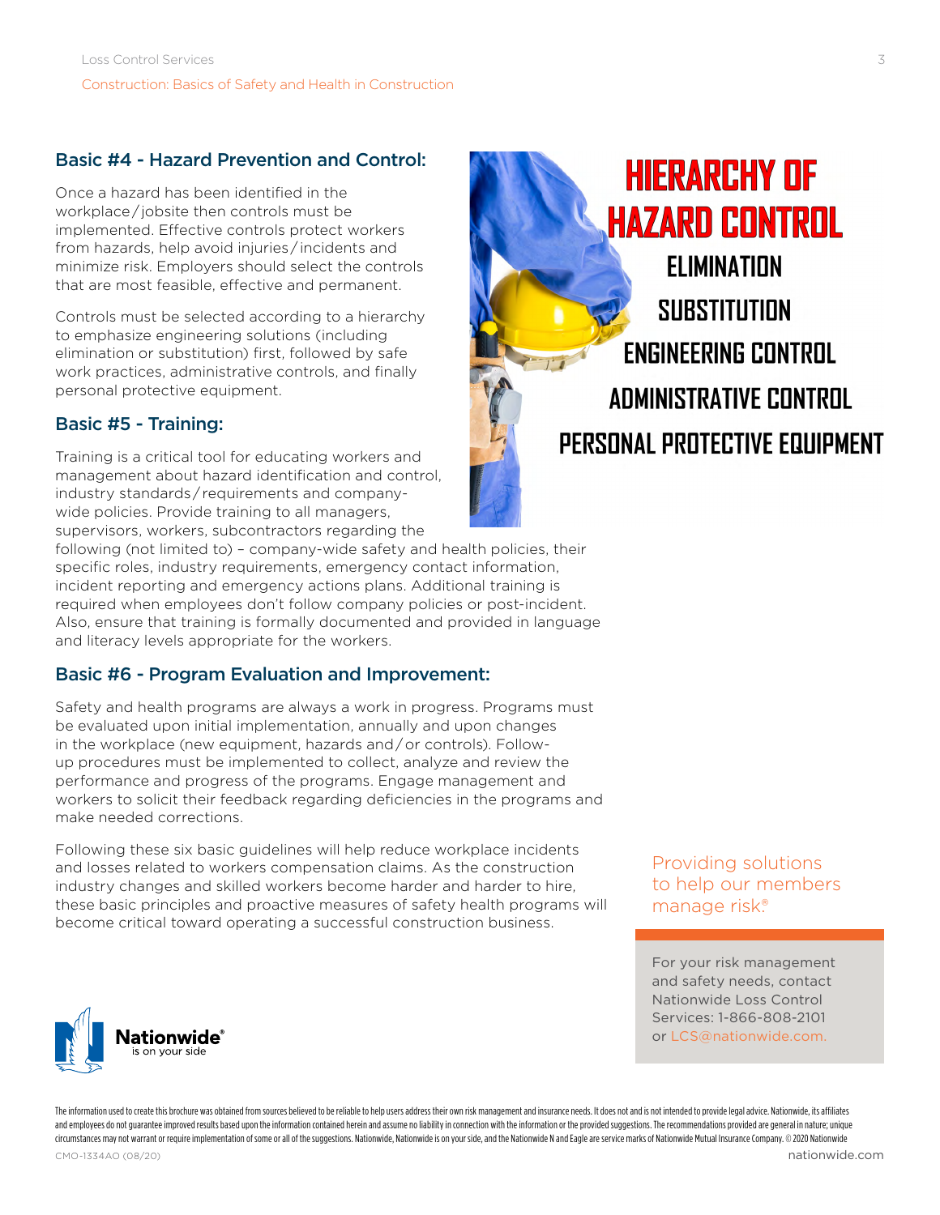## Basic #4 - Hazard Prevention and Control:

Once a hazard has been identified in the workplace/jobsite then controls must be implemented. Effective controls protect workers from hazards, help avoid injuries/incidents and minimize risk. Employers should select the controls that are most feasible, effective and permanent.

Controls must be selected according to a hierarchy to emphasize engineering solutions (including elimination or substitution) first, followed by safe work practices, administrative controls, and finally personal protective equipment.

HIERARCHY OF HAZARD CONTROL

ELIMINATION

SUBSTITUTION

ENGINEERING CONTROL

ADMINISTRATIVE CONTROL

PERSONAL PROTECTIVE EQUIPMENT

## Basic #5 - Training:

Training is a critical tool for educating workers and management about hazard identification and control, industry standards/requirements and company-wide policies. Provide training to all managers, supervisors, workers, subcontractors regarding the following (not limited to) – company-wide safety and health policies, their specific roles, industry requirements, emergency contact information, incident reporting and emergency actions plans. Additional training is required when employees don't follow company policies or post-incident. Also, ensure that training is formally documented and provided in language and literacy levels appropriate for the workers.

## Basic #6 - Program Evaluation and Improvement:

Safety and health programs are always a work in progress. Programs must be evaluated upon initial implementation, annually and upon changes in the workplace (new equipment, hazards and/or controls). Follow-up procedures must be implemented to collect, analyze and review the performance and progress of the programs. Engage management and workers to solicit their feedback regarding deficiencies in the programs and make needed corrections.

Following these six basic guidelines will help reduce workplace incidents and losses related to workers compensation claims. As the construction industry changes and skilled workers become harder and harder to hire, these basic principles and proactive measures of safety health programs will become critical toward operating a successful construction business.

Providing solutions to help our members manage risk.®

For your risk management and safety needs, contact Nationwide Loss Control Services: 1-866-808-2101 or LCS@nationwide.com.

Nationwide® is on your side

The information used to create this brochure was obtained from sources believed to be reliable to help users address their own risk management and insurance needs. It does not and is not intended to provide legal advice. Nationwide, its affiliates and employees do not guarantee improved results based upon the information contained herein and assume no liability in connection with the information or the provided suggestions. The recommendations provided are general in nature; unique circumstances may not warrant or require implementation of some or all of the suggestions. Nationwide, Nationwide is on your side, and the Nationwide N and Eagle are service marks of Nationwide Mutual Insurance Company. © 2020 Nationwide

CMO-1334AO (08/20)

nationwide.com